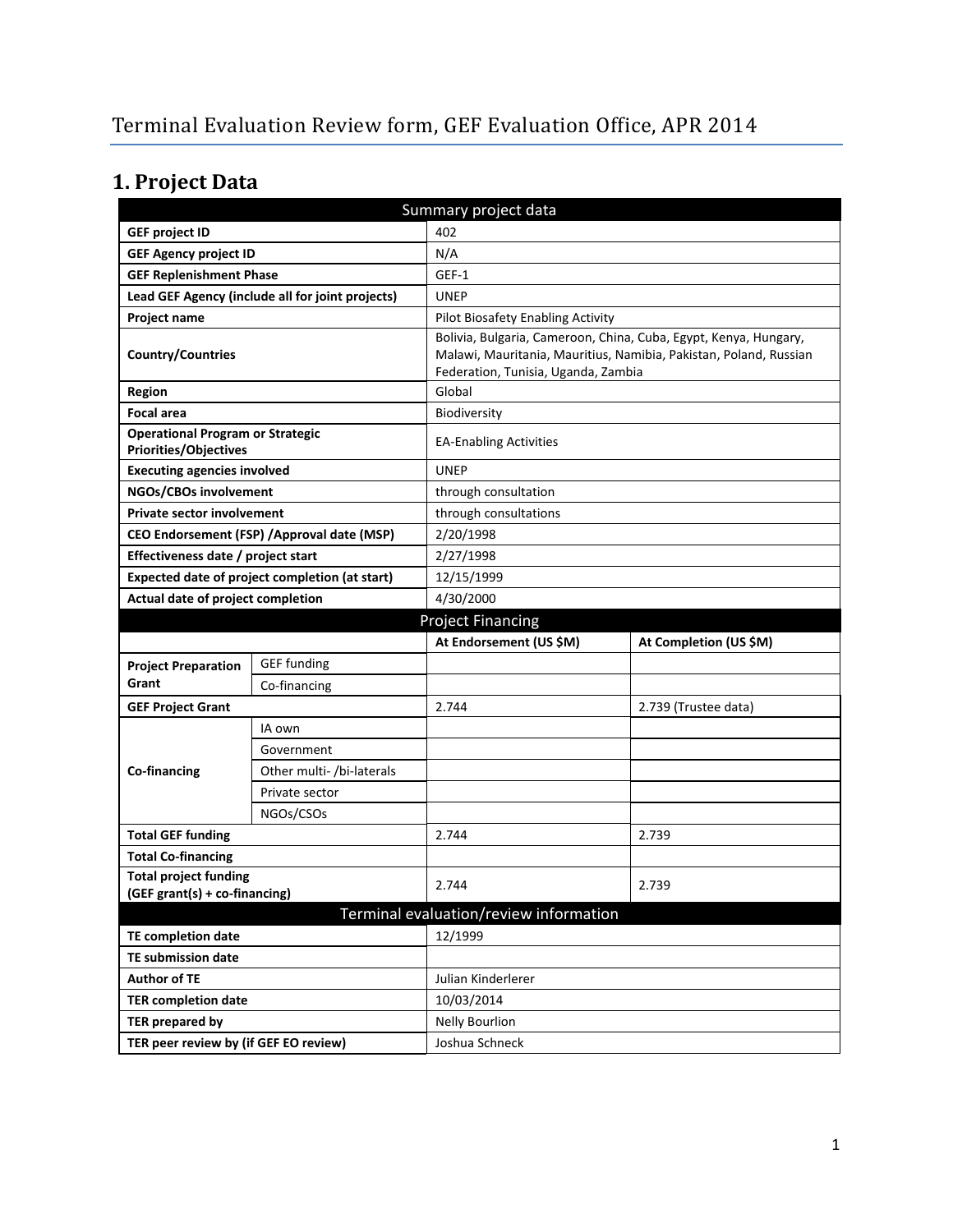# Terminal Evaluation Review form, GEF Evaluation Office, APR 2014

## 1. Project Data

| Summary project data | | | |
|---|---|---|---|
| **GEF project ID** | | 402 | |
| **GEF Agency project ID** | | N/A | |
| **GEF Replenishment Phase** | | GEF-1 | |
| **Lead GEF Agency (include all for joint projects)** | | UNEP | |
| **Project name** | | Pilot Biosafety Enabling Activity | |
| **Country/Countries** | | Bolivia, Bulgaria, Cameroon, China, Cuba, Egypt, Kenya, Hungary, Malawi, Mauritania, Mauritius, Namibia, Pakistan, Poland, Russian Federation, Tunisia, Uganda, Zambia | |
| **Region** | | Global | |
| **Focal area** | | Biodiversity | |
| **Operational Program or Strategic Priorities/Objectives** | | EA-Enabling Activities | |
| **Executing agencies involved** | | UNEP | |
| **NGOs/CBOs involvement** | | through consultation | |
| **Private sector involvement** | | through consultations | |
| **CEO Endorsement (FSP) /Approval date (MSP)** | | 2/20/1998 | |
| **Effectiveness date / project start** | | 2/27/1998 | |
| **Expected date of project completion (at start)** | | 12/15/1999 | |
| **Actual date of project completion** | | 4/30/2000 | |
| **Project Financing** | | | |
| | | **At Endorsement (US $M)** | **At Completion (US $M)** |
| **Project Preparation Grant** | GEF funding | | |
| | Co-financing | | |
| **GEF Project Grant** | | 2.744 | 2.739 (Trustee data) |
| **Co-financing** | IA own | | |
| | Government | | |
| | Other multi- /bi-laterals | | |
| | Private sector | | |
| | NGOs/CSOs | | |
| **Total GEF funding** | | 2.744 | 2.739 |
| **Total Co-financing** | | | |
| **Total project funding (GEF grant(s) + co-financing)** | | 2.744 | 2.739 |
| **Terminal evaluation/review information** | | | |
| **TE completion date** | | 12/1999 | |
| **TE submission date** | | | |
| **Author of TE** | | Julian Kinderlerer | |
| **TER completion date** | | 10/03/2014 | |
| **TER prepared by** | | Nelly Bourlion | |
| **TER peer review by (if GEF EO review)** | | Joshua Schneck | |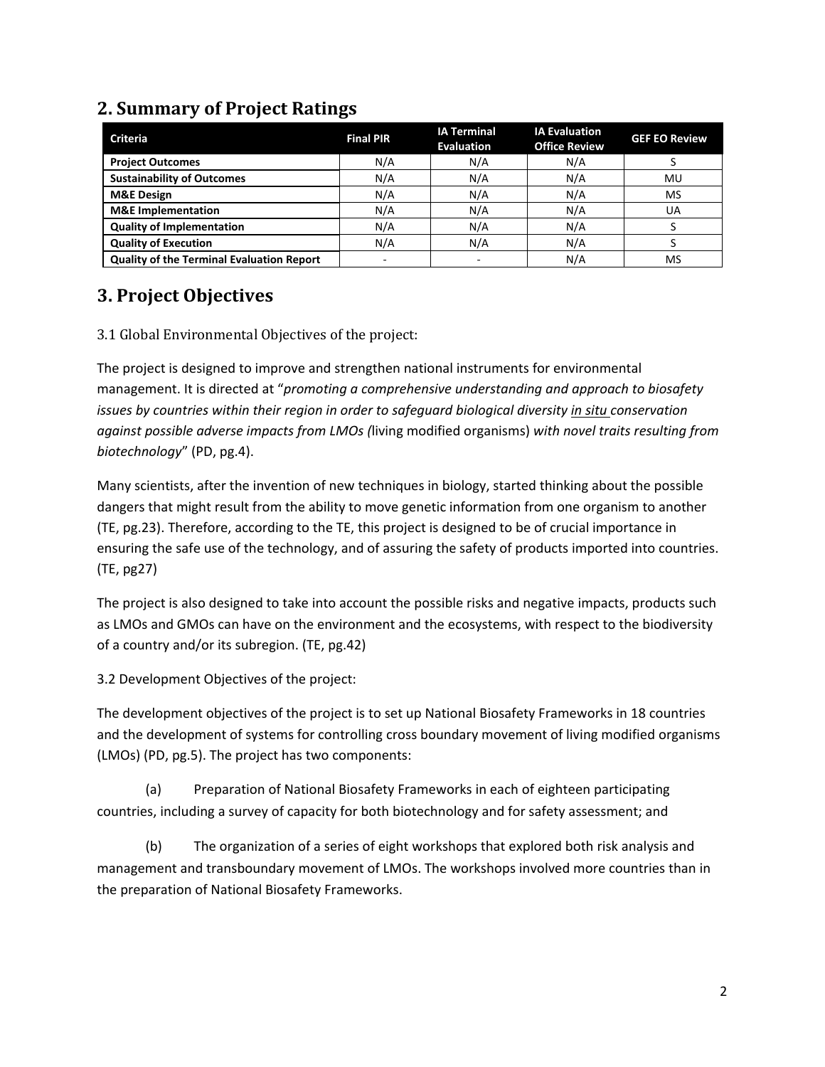## 2. Summary of Project Ratings

| Criteria | Final PIR | IA Terminal Evaluation | IA Evaluation Office Review | GEF EO Review |
|---|---|---|---|---|
| Project Outcomes | N/A | N/A | N/A | S |
| Sustainability of Outcomes | N/A | N/A | N/A | MU |
| M&E Design | N/A | N/A | N/A | MS |
| M&E Implementation | N/A | N/A | N/A | UA |
| Quality of Implementation | N/A | N/A | N/A | S |
| Quality of Execution | N/A | N/A | N/A | S |
| Quality of the Terminal Evaluation Report | - | - | N/A | MS |

## 3. Project Objectives

3.1 Global Environmental Objectives of the project:

The project is designed to improve and strengthen national instruments for environmental management. It is directed at "*promoting a comprehensive understanding and approach to biosafety issues by countries within their region in order to safeguard biological diversity in situ conservation against possible adverse impacts from LMOs (*living modified organisms) *with novel traits resulting from biotechnology*" (PD, pg.4).

Many scientists, after the invention of new techniques in biology, started thinking about the possible dangers that might result from the ability to move genetic information from one organism to another (TE, pg.23). Therefore, according to the TE, this project is designed to be of crucial importance in ensuring the safe use of the technology, and of assuring the safety of products imported into countries. (TE, pg27)

The project is also designed to take into account the possible risks and negative impacts, products such as LMOs and GMOs can have on the environment and the ecosystems, with respect to the biodiversity of a country and/or its subregion. (TE, pg.42)

3.2 Development Objectives of the project:

The development objectives of the project is to set up National Biosafety Frameworks in 18 countries and the development of systems for controlling cross boundary movement of living modified organisms (LMOs) (PD, pg.5). The project has two components:

(a) Preparation of National Biosafety Frameworks in each of eighteen participating countries, including a survey of capacity for both biotechnology and for safety assessment; and

(b) The organization of a series of eight workshops that explored both risk analysis and management and transboundary movement of LMOs. The workshops involved more countries than in the preparation of National Biosafety Frameworks.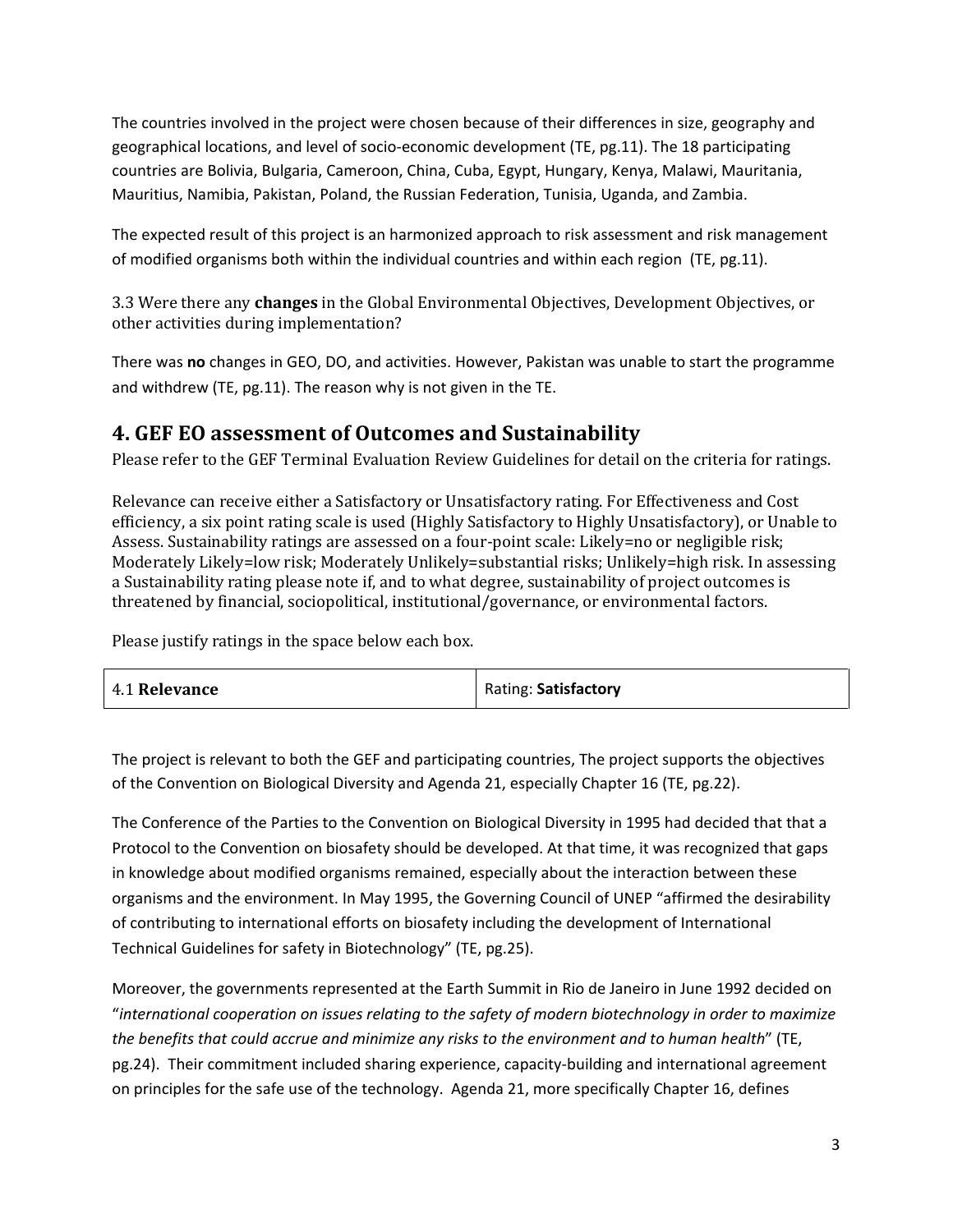The countries involved in the project were chosen because of their differences in size, geography and geographical locations, and level of socio-economic development (TE, pg.11). The 18 participating countries are Bolivia, Bulgaria, Cameroon, China, Cuba, Egypt, Hungary, Kenya, Malawi, Mauritania, Mauritius, Namibia, Pakistan, Poland, the Russian Federation, Tunisia, Uganda, and Zambia.

The expected result of this project is an harmonized approach to risk assessment and risk management of modified organisms both within the individual countries and within each region (TE, pg.11).

3.3 Were there any **changes** in the Global Environmental Objectives, Development Objectives, or other activities during implementation?

There was **no** changes in GEO, DO, and activities. However, Pakistan was unable to start the programme and withdrew (TE, pg.11). The reason why is not given in the TE.

## 4. GEF EO assessment of Outcomes and Sustainability

Please refer to the GEF Terminal Evaluation Review Guidelines for detail on the criteria for ratings.

Relevance can receive either a Satisfactory or Unsatisfactory rating. For Effectiveness and Cost efficiency, a six point rating scale is used (Highly Satisfactory to Highly Unsatisfactory), or Unable to Assess. Sustainability ratings are assessed on a four-point scale: Likely=no or negligible risk; Moderately Likely=low risk; Moderately Unlikely=substantial risks; Unlikely=high risk. In assessing a Sustainability rating please note if, and to what degree, sustainability of project outcomes is threatened by financial, sociopolitical, institutional/governance, or environmental factors.

Please justify ratings in the space below each box.

| 4.1 **Relevance** | Rating: **Satisfactory** |
|---|---|

The project is relevant to both the GEF and participating countries, The project supports the objectives of the Convention on Biological Diversity and Agenda 21, especially Chapter 16 (TE, pg.22).

The Conference of the Parties to the Convention on Biological Diversity in 1995 had decided that that a Protocol to the Convention on biosafety should be developed. At that time, it was recognized that gaps in knowledge about modified organisms remained, especially about the interaction between these organisms and the environment. In May 1995, the Governing Council of UNEP "affirmed the desirability of contributing to international efforts on biosafety including the development of International Technical Guidelines for safety in Biotechnology" (TE, pg.25).

Moreover, the governments represented at the Earth Summit in Rio de Janeiro in June 1992 decided on "*international cooperation on issues relating to the safety of modern biotechnology in order to maximize the benefits that could accrue and minimize any risks to the environment and to human health*" (TE, pg.24). Their commitment included sharing experience, capacity-building and international agreement on principles for the safe use of the technology. Agenda 21, more specifically Chapter 16, defines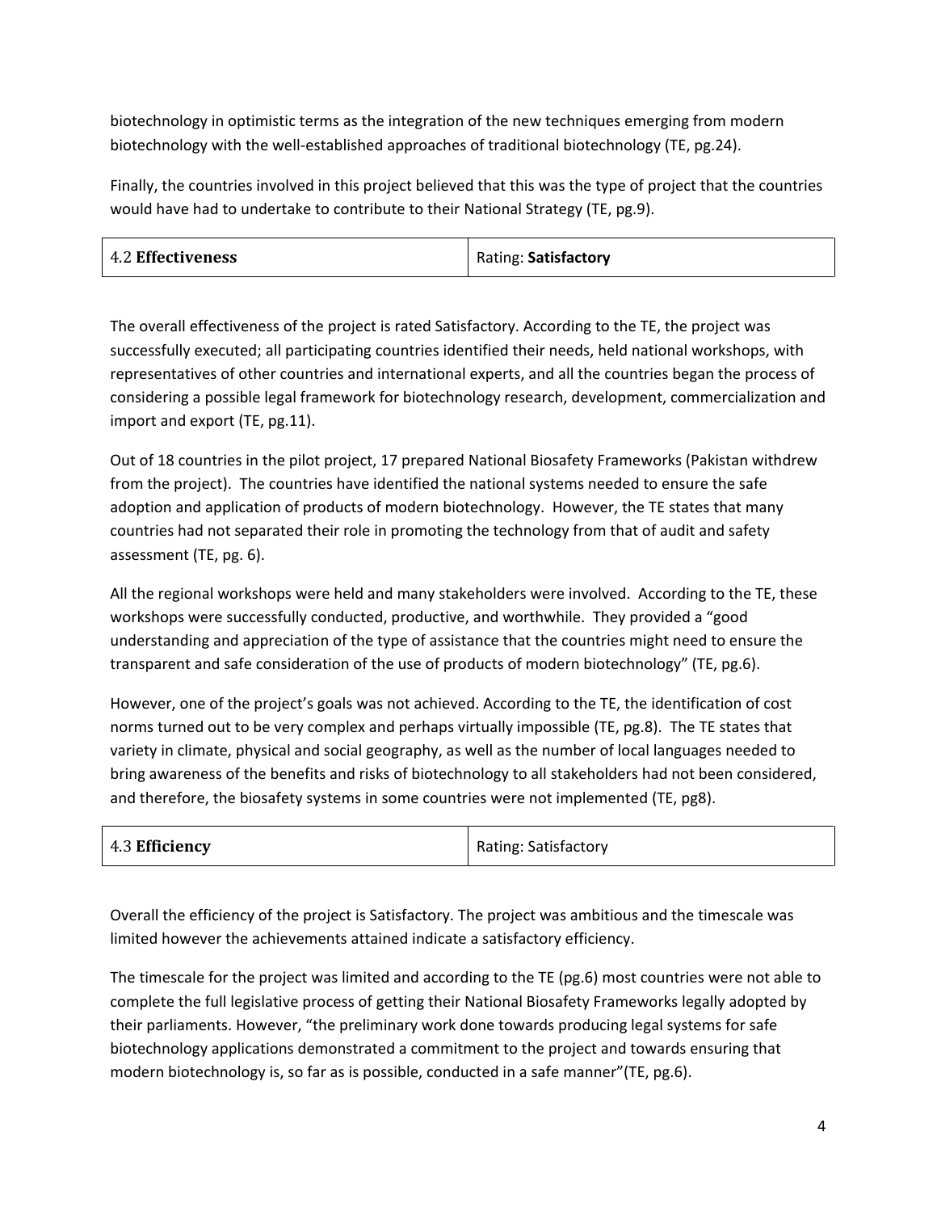biotechnology in optimistic terms as the integration of the new techniques emerging from modern biotechnology with the well-established approaches of traditional biotechnology (TE, pg.24).

Finally, the countries involved in this project believed that this was the type of project that the countries would have had to undertake to contribute to their National Strategy (TE, pg.9).

| 4.2 **Effectiveness** | Rating: **Satisfactory** |
|---|---|

The overall effectiveness of the project is rated Satisfactory. According to the TE, the project was successfully executed; all participating countries identified their needs, held national workshops, with representatives of other countries and international experts, and all the countries began the process of considering a possible legal framework for biotechnology research, development, commercialization and import and export (TE, pg.11).

Out of 18 countries in the pilot project, 17 prepared National Biosafety Frameworks (Pakistan withdrew from the project). The countries have identified the national systems needed to ensure the safe adoption and application of products of modern biotechnology. However, the TE states that many countries had not separated their role in promoting the technology from that of audit and safety assessment (TE, pg. 6).

All the regional workshops were held and many stakeholders were involved. According to the TE, these workshops were successfully conducted, productive, and worthwhile. They provided a "good understanding and appreciation of the type of assistance that the countries might need to ensure the transparent and safe consideration of the use of products of modern biotechnology" (TE, pg.6).

However, one of the project's goals was not achieved. According to the TE, the identification of cost norms turned out to be very complex and perhaps virtually impossible (TE, pg.8). The TE states that variety in climate, physical and social geography, as well as the number of local languages needed to bring awareness of the benefits and risks of biotechnology to all stakeholders had not been considered, and therefore, the biosafety systems in some countries were not implemented (TE, pg8).

| 4.3 **Efficiency** | Rating: Satisfactory |
|---|---|

Overall the efficiency of the project is Satisfactory. The project was ambitious and the timescale was limited however the achievements attained indicate a satisfactory efficiency.

The timescale for the project was limited and according to the TE (pg.6) most countries were not able to complete the full legislative process of getting their National Biosafety Frameworks legally adopted by their parliaments. However, "the preliminary work done towards producing legal systems for safe biotechnology applications demonstrated a commitment to the project and towards ensuring that modern biotechnology is, so far as is possible, conducted in a safe manner"(TE, pg.6).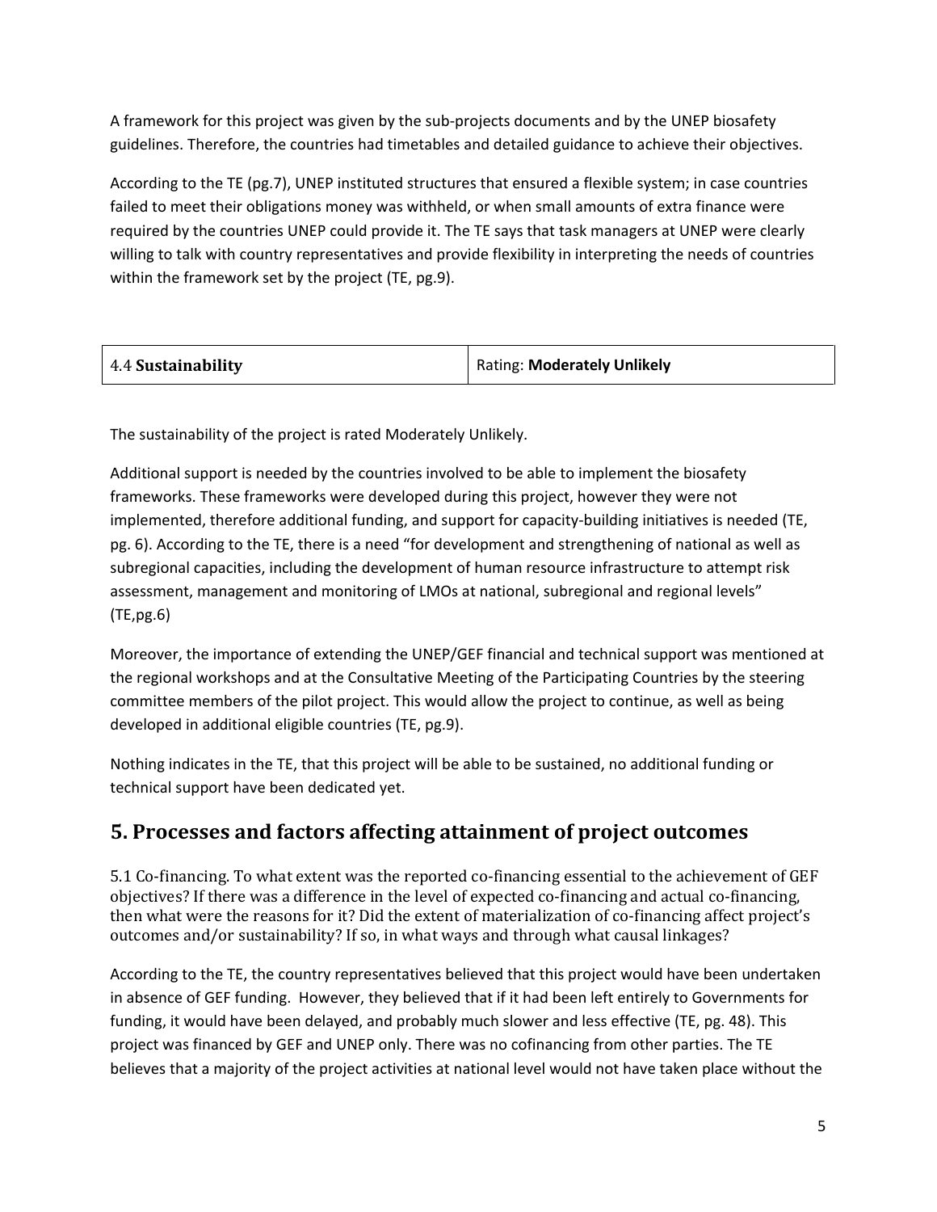A framework for this project was given by the sub-projects documents and by the UNEP biosafety guidelines. Therefore, the countries had timetables and detailed guidance to achieve their objectives.

According to the TE (pg.7), UNEP instituted structures that ensured a flexible system; in case countries failed to meet their obligations money was withheld, or when small amounts of extra finance were required by the countries UNEP could provide it. The TE says that task managers at UNEP were clearly willing to talk with country representatives and provide flexibility in interpreting the needs of countries within the framework set by the project (TE, pg.9).

| 4.4 **Sustainability** | Rating: **Moderately Unlikely** |
|---|---|

The sustainability of the project is rated Moderately Unlikely.

Additional support is needed by the countries involved to be able to implement the biosafety frameworks. These frameworks were developed during this project, however they were not implemented, therefore additional funding, and support for capacity-building initiatives is needed (TE, pg. 6). According to the TE, there is a need "for development and strengthening of national as well as subregional capacities, including the development of human resource infrastructure to attempt risk assessment, management and monitoring of LMOs at national, subregional and regional levels" (TE,pg.6)

Moreover, the importance of extending the UNEP/GEF financial and technical support was mentioned at the regional workshops and at the Consultative Meeting of the Participating Countries by the steering committee members of the pilot project. This would allow the project to continue, as well as being developed in additional eligible countries (TE, pg.9).

Nothing indicates in the TE, that this project will be able to be sustained, no additional funding or technical support have been dedicated yet.

## 5. Processes and factors affecting attainment of project outcomes

5.1 Co-financing. To what extent was the reported co-financing essential to the achievement of GEF objectives? If there was a difference in the level of expected co-financing and actual co-financing, then what were the reasons for it? Did the extent of materialization of co-financing affect project's outcomes and/or sustainability? If so, in what ways and through what causal linkages?

According to the TE, the country representatives believed that this project would have been undertaken in absence of GEF funding. However, they believed that if it had been left entirely to Governments for funding, it would have been delayed, and probably much slower and less effective (TE, pg. 48). This project was financed by GEF and UNEP only. There was no cofinancing from other parties. The TE believes that a majority of the project activities at national level would not have taken place without the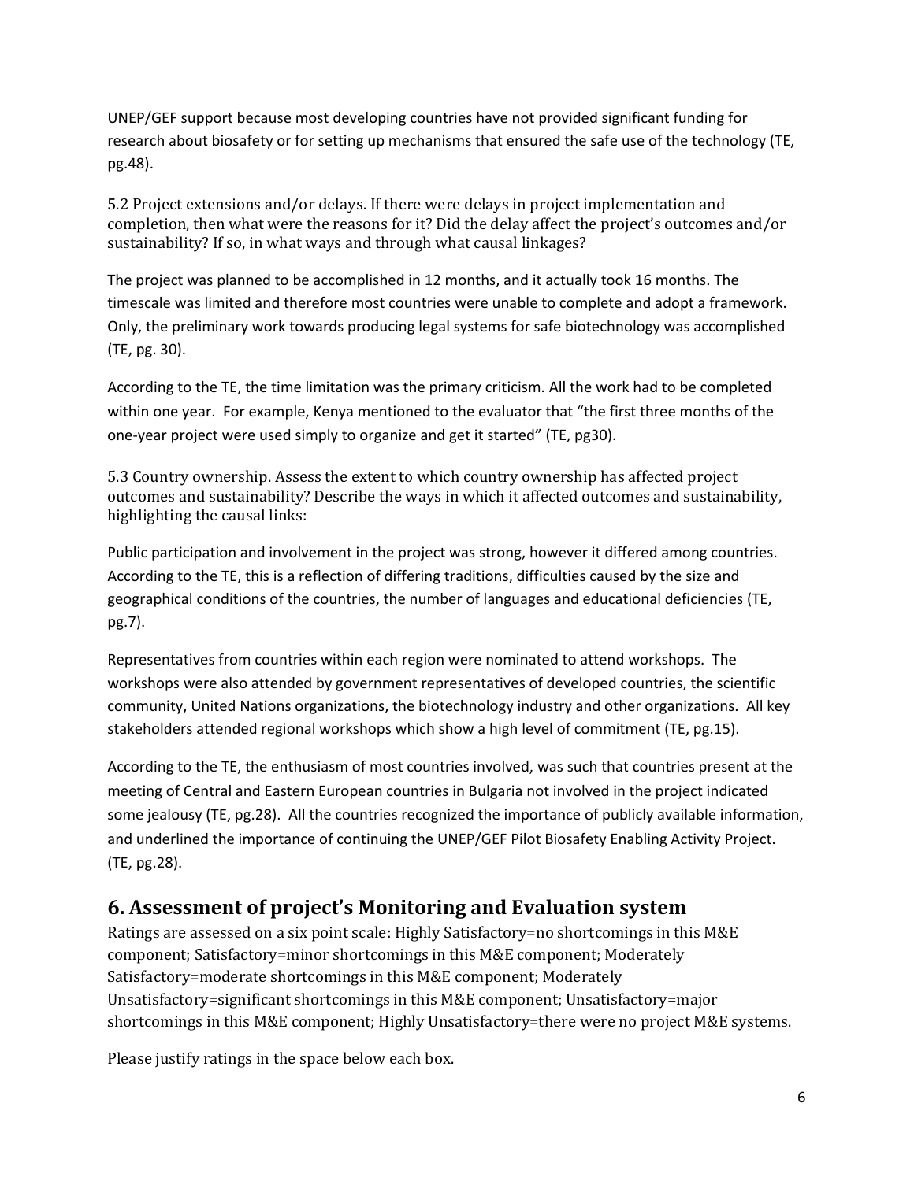UNEP/GEF support because most developing countries have not provided significant funding for research about biosafety or for setting up mechanisms that ensured the safe use of the technology (TE, pg.48).

5.2 Project extensions and/or delays. If there were delays in project implementation and completion, then what were the reasons for it? Did the delay affect the project's outcomes and/or sustainability? If so, in what ways and through what causal linkages?

The project was planned to be accomplished in 12 months, and it actually took 16 months. The timescale was limited and therefore most countries were unable to complete and adopt a framework. Only, the preliminary work towards producing legal systems for safe biotechnology was accomplished (TE, pg. 30).

According to the TE, the time limitation was the primary criticism. All the work had to be completed within one year. For example, Kenya mentioned to the evaluator that "the first three months of the one-year project were used simply to organize and get it started" (TE, pg30).

5.3 Country ownership. Assess the extent to which country ownership has affected project outcomes and sustainability? Describe the ways in which it affected outcomes and sustainability, highlighting the causal links:

Public participation and involvement in the project was strong, however it differed among countries. According to the TE, this is a reflection of differing traditions, difficulties caused by the size and geographical conditions of the countries, the number of languages and educational deficiencies (TE, pg.7).

Representatives from countries within each region were nominated to attend workshops. The workshops were also attended by government representatives of developed countries, the scientific community, United Nations organizations, the biotechnology industry and other organizations. All key stakeholders attended regional workshops which show a high level of commitment (TE, pg.15).

According to the TE, the enthusiasm of most countries involved, was such that countries present at the meeting of Central and Eastern European countries in Bulgaria not involved in the project indicated some jealousy (TE, pg.28). All the countries recognized the importance of publicly available information, and underlined the importance of continuing the UNEP/GEF Pilot Biosafety Enabling Activity Project. (TE, pg.28).

## 6. Assessment of project's Monitoring and Evaluation system

Ratings are assessed on a six point scale: Highly Satisfactory=no shortcomings in this M&E component; Satisfactory=minor shortcomings in this M&E component; Moderately Satisfactory=moderate shortcomings in this M&E component; Moderately Unsatisfactory=significant shortcomings in this M&E component; Unsatisfactory=major shortcomings in this M&E component; Highly Unsatisfactory=there were no project M&E systems.

Please justify ratings in the space below each box.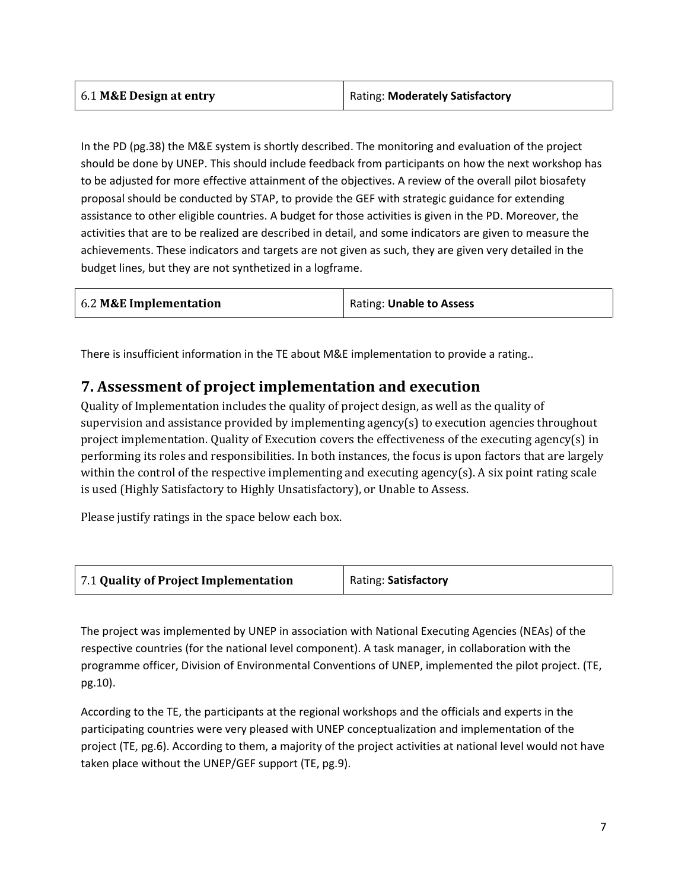| 6.1 **M&E Design at entry** | Rating: **Moderately Satisfactory** |
|---|---|

In the PD (pg.38) the M&E system is shortly described. The monitoring and evaluation of the project should be done by UNEP. This should include feedback from participants on how the next workshop has to be adjusted for more effective attainment of the objectives. A review of the overall pilot biosafety proposal should be conducted by STAP, to provide the GEF with strategic guidance for extending assistance to other eligible countries. A budget for those activities is given in the PD. Moreover, the activities that are to be realized are described in detail, and some indicators are given to measure the achievements. These indicators and targets are not given as such, they are given very detailed in the budget lines, but they are not synthetized in a logframe.

| 6.2 **M&E Implementation** | Rating: **Unable to Assess** |
|---|---|

There is insufficient information in the TE about M&E implementation to provide a rating..

## 7. Assessment of project implementation and execution

Quality of Implementation includes the quality of project design, as well as the quality of supervision and assistance provided by implementing agency(s) to execution agencies throughout project implementation. Quality of Execution covers the effectiveness of the executing agency(s) in performing its roles and responsibilities. In both instances, the focus is upon factors that are largely within the control of the respective implementing and executing agency(s). A six point rating scale is used (Highly Satisfactory to Highly Unsatisfactory), or Unable to Assess.

Please justify ratings in the space below each box.

| 7.1 **Quality of Project Implementation** | Rating: **Satisfactory** |
|---|---|

The project was implemented by UNEP in association with National Executing Agencies (NEAs) of the respective countries (for the national level component). A task manager, in collaboration with the programme officer, Division of Environmental Conventions of UNEP, implemented the pilot project. (TE, pg.10).

According to the TE, the participants at the regional workshops and the officials and experts in the participating countries were very pleased with UNEP conceptualization and implementation of the project (TE, pg.6). According to them, a majority of the project activities at national level would not have taken place without the UNEP/GEF support (TE, pg.9).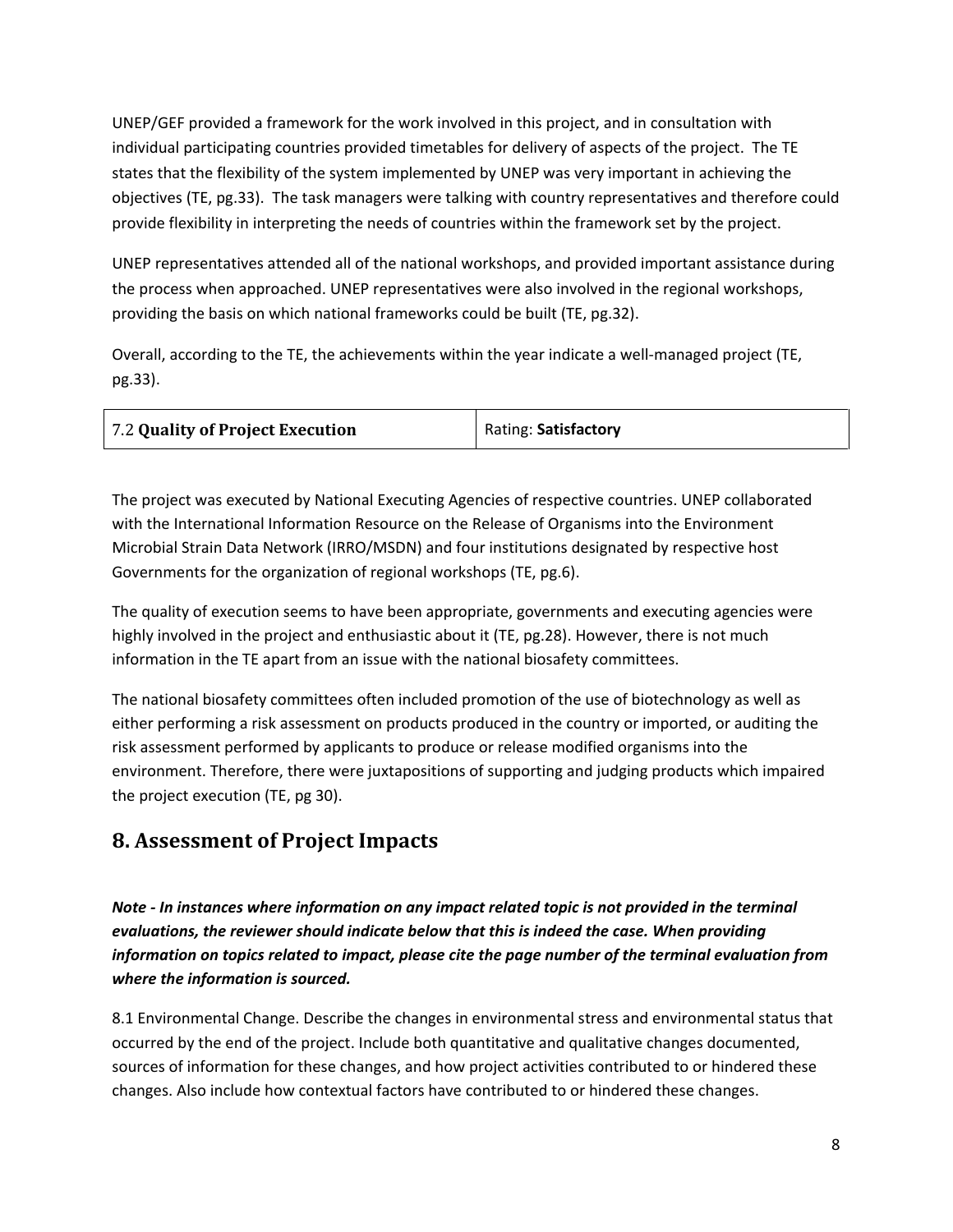UNEP/GEF provided a framework for the work involved in this project, and in consultation with individual participating countries provided timetables for delivery of aspects of the project. The TE states that the flexibility of the system implemented by UNEP was very important in achieving the objectives (TE, pg.33). The task managers were talking with country representatives and therefore could provide flexibility in interpreting the needs of countries within the framework set by the project.

UNEP representatives attended all of the national workshops, and provided important assistance during the process when approached. UNEP representatives were also involved in the regional workshops, providing the basis on which national frameworks could be built (TE, pg.32).

Overall, according to the TE, the achievements within the year indicate a well-managed project (TE, pg.33).

| 7.2 **Quality of Project Execution** | Rating: **Satisfactory** |
|---|---|

The project was executed by National Executing Agencies of respective countries. UNEP collaborated with the International Information Resource on the Release of Organisms into the Environment Microbial Strain Data Network (IRRO/MSDN) and four institutions designated by respective host Governments for the organization of regional workshops (TE, pg.6).

The quality of execution seems to have been appropriate, governments and executing agencies were highly involved in the project and enthusiastic about it (TE, pg.28). However, there is not much information in the TE apart from an issue with the national biosafety committees.

The national biosafety committees often included promotion of the use of biotechnology as well as either performing a risk assessment on products produced in the country or imported, or auditing the risk assessment performed by applicants to produce or release modified organisms into the environment. Therefore, there were juxtapositions of supporting and judging products which impaired the project execution (TE, pg 30).

## 8. Assessment of Project Impacts

***Note - In instances where information on any impact related topic is not provided in the terminal evaluations, the reviewer should indicate below that this is indeed the case. When providing information on topics related to impact, please cite the page number of the terminal evaluation from where the information is sourced.***

8.1 Environmental Change. Describe the changes in environmental stress and environmental status that occurred by the end of the project. Include both quantitative and qualitative changes documented, sources of information for these changes, and how project activities contributed to or hindered these changes. Also include how contextual factors have contributed to or hindered these changes.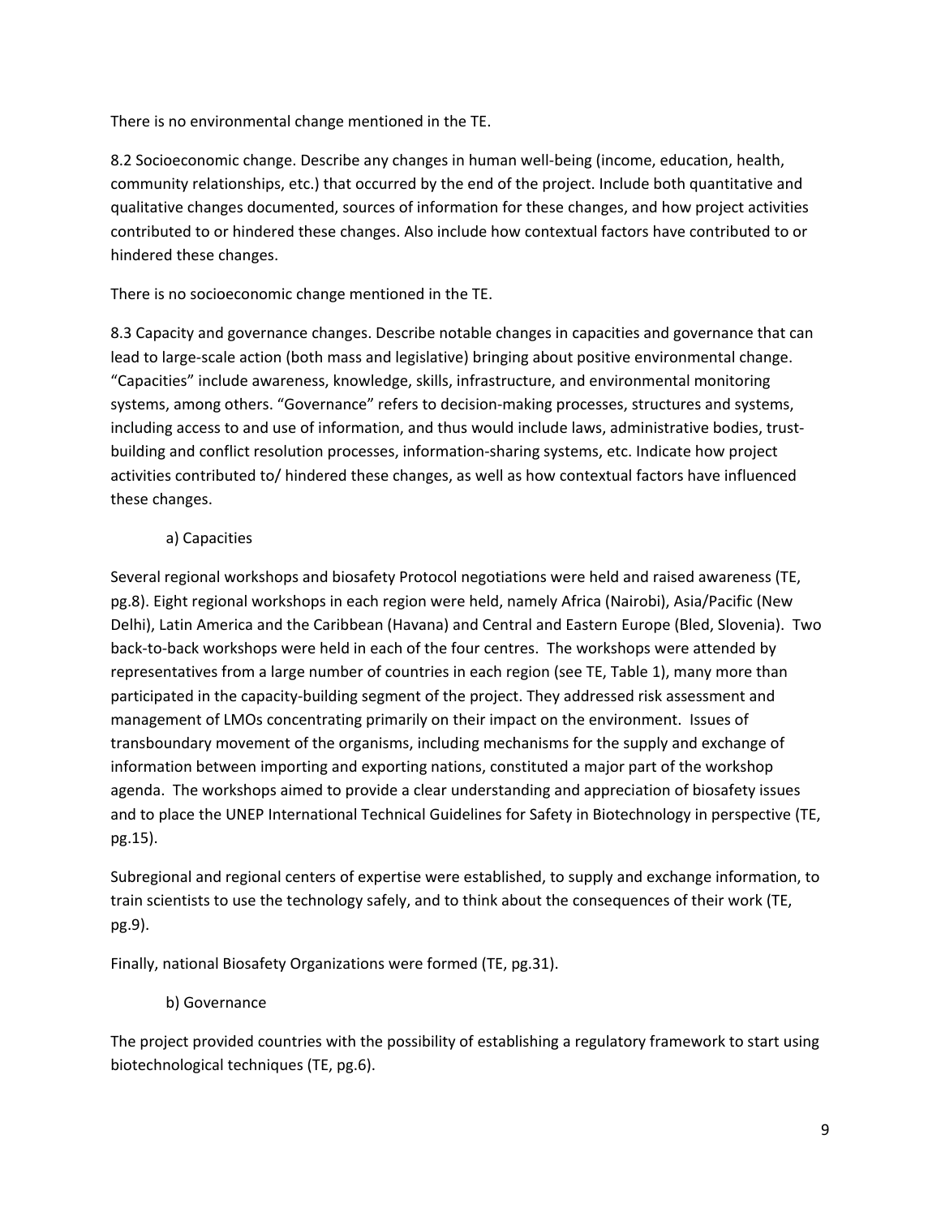There is no environmental change mentioned in the TE.

8.2 Socioeconomic change. Describe any changes in human well-being (income, education, health, community relationships, etc.) that occurred by the end of the project. Include both quantitative and qualitative changes documented, sources of information for these changes, and how project activities contributed to or hindered these changes. Also include how contextual factors have contributed to or hindered these changes.

There is no socioeconomic change mentioned in the TE.

8.3 Capacity and governance changes. Describe notable changes in capacities and governance that can lead to large-scale action (both mass and legislative) bringing about positive environmental change. "Capacities" include awareness, knowledge, skills, infrastructure, and environmental monitoring systems, among others. "Governance" refers to decision-making processes, structures and systems, including access to and use of information, and thus would include laws, administrative bodies, trust-building and conflict resolution processes, information-sharing systems, etc. Indicate how project activities contributed to/ hindered these changes, as well as how contextual factors have influenced these changes.

a) Capacities

Several regional workshops and biosafety Protocol negotiations were held and raised awareness (TE, pg.8). Eight regional workshops in each region were held, namely Africa (Nairobi), Asia/Pacific (New Delhi), Latin America and the Caribbean (Havana) and Central and Eastern Europe (Bled, Slovenia). Two back-to-back workshops were held in each of the four centres. The workshops were attended by representatives from a large number of countries in each region (see TE, Table 1), many more than participated in the capacity-building segment of the project. They addressed risk assessment and management of LMOs concentrating primarily on their impact on the environment. Issues of transboundary movement of the organisms, including mechanisms for the supply and exchange of information between importing and exporting nations, constituted a major part of the workshop agenda. The workshops aimed to provide a clear understanding and appreciation of biosafety issues and to place the UNEP International Technical Guidelines for Safety in Biotechnology in perspective (TE, pg.15).

Subregional and regional centers of expertise were established, to supply and exchange information, to train scientists to use the technology safely, and to think about the consequences of their work (TE, pg.9).

Finally, national Biosafety Organizations were formed (TE, pg.31).

b) Governance

The project provided countries with the possibility of establishing a regulatory framework to start using biotechnological techniques (TE, pg.6).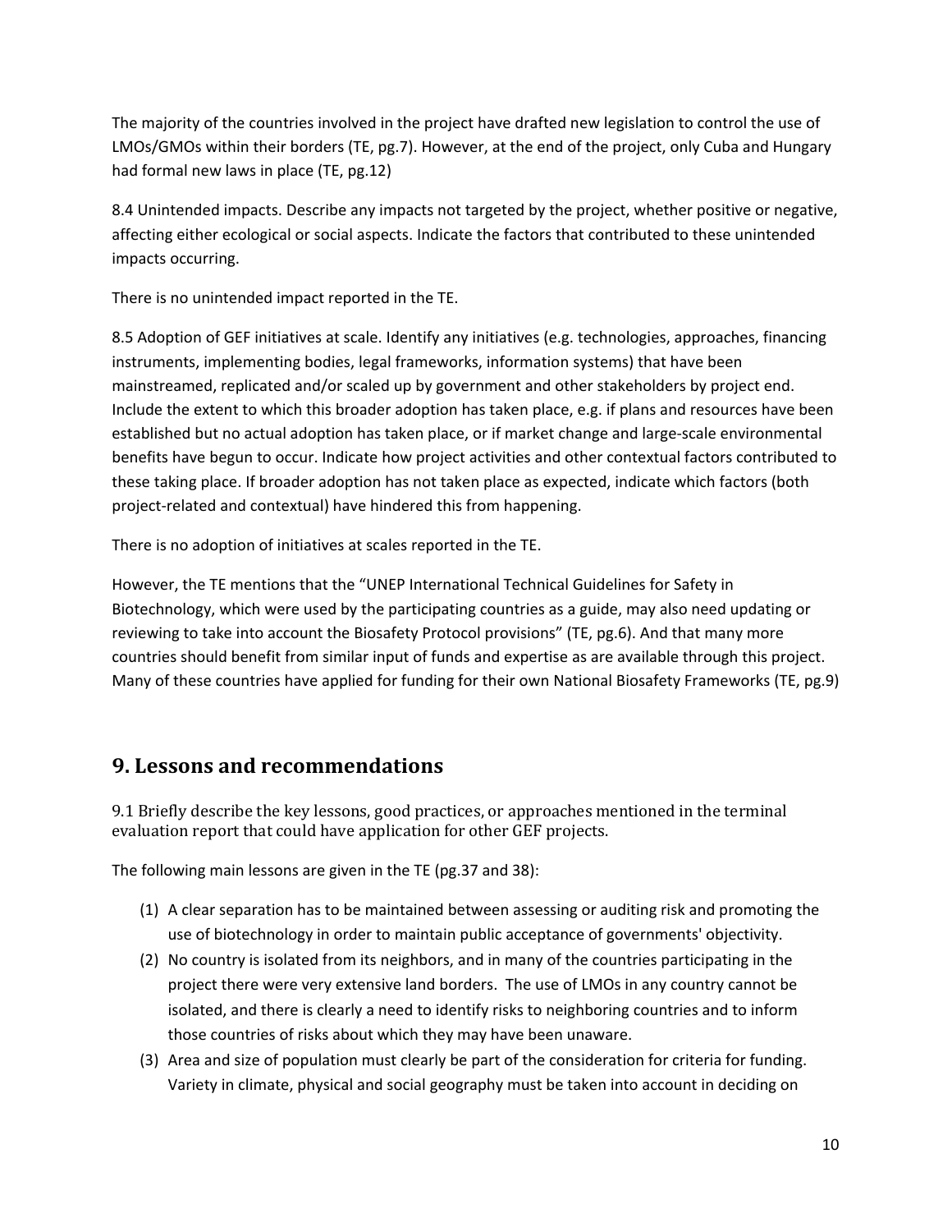The majority of the countries involved in the project have drafted new legislation to control the use of LMOs/GMOs within their borders (TE, pg.7). However, at the end of the project, only Cuba and Hungary had formal new laws in place (TE, pg.12)

8.4 Unintended impacts. Describe any impacts not targeted by the project, whether positive or negative, affecting either ecological or social aspects. Indicate the factors that contributed to these unintended impacts occurring.

There is no unintended impact reported in the TE.

8.5 Adoption of GEF initiatives at scale. Identify any initiatives (e.g. technologies, approaches, financing instruments, implementing bodies, legal frameworks, information systems) that have been mainstreamed, replicated and/or scaled up by government and other stakeholders by project end. Include the extent to which this broader adoption has taken place, e.g. if plans and resources have been established but no actual adoption has taken place, or if market change and large-scale environmental benefits have begun to occur. Indicate how project activities and other contextual factors contributed to these taking place. If broader adoption has not taken place as expected, indicate which factors (both project-related and contextual) have hindered this from happening.

There is no adoption of initiatives at scales reported in the TE.

However, the TE mentions that the "UNEP International Technical Guidelines for Safety in Biotechnology, which were used by the participating countries as a guide, may also need updating or reviewing to take into account the Biosafety Protocol provisions" (TE, pg.6). And that many more countries should benefit from similar input of funds and expertise as are available through this project. Many of these countries have applied for funding for their own National Biosafety Frameworks (TE, pg.9)

## 9. Lessons and recommendations

9.1 Briefly describe the key lessons, good practices, or approaches mentioned in the terminal evaluation report that could have application for other GEF projects.

The following main lessons are given in the TE (pg.37 and 38):

(1) A clear separation has to be maintained between assessing or auditing risk and promoting the use of biotechnology in order to maintain public acceptance of governments' objectivity.
(2) No country is isolated from its neighbors, and in many of the countries participating in the project there were very extensive land borders. The use of LMOs in any country cannot be isolated, and there is clearly a need to identify risks to neighboring countries and to inform those countries of risks about which they may have been unaware.
(3) Area and size of population must clearly be part of the consideration for criteria for funding. Variety in climate, physical and social geography must be taken into account in deciding on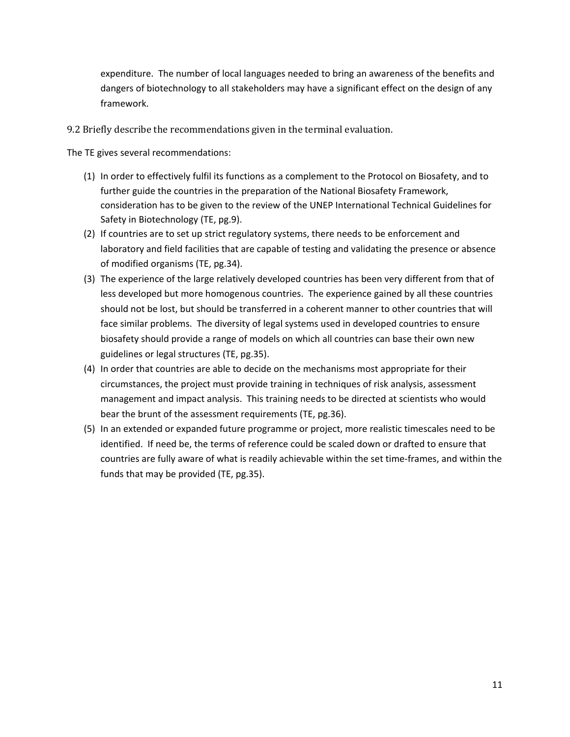expenditure. The number of local languages needed to bring an awareness of the benefits and dangers of biotechnology to all stakeholders may have a significant effect on the design of any framework.

### 9.2 Briefly describe the recommendations given in the terminal evaluation.

The TE gives several recommendations:

(1) In order to effectively fulfil its functions as a complement to the Protocol on Biosafety, and to further guide the countries in the preparation of the National Biosafety Framework, consideration has to be given to the review of the UNEP International Technical Guidelines for Safety in Biotechnology (TE, pg.9).

(2) If countries are to set up strict regulatory systems, there needs to be enforcement and laboratory and field facilities that are capable of testing and validating the presence or absence of modified organisms (TE, pg.34).

(3) The experience of the large relatively developed countries has been very different from that of less developed but more homogenous countries. The experience gained by all these countries should not be lost, but should be transferred in a coherent manner to other countries that will face similar problems. The diversity of legal systems used in developed countries to ensure biosafety should provide a range of models on which all countries can base their own new guidelines or legal structures (TE, pg.35).

(4) In order that countries are able to decide on the mechanisms most appropriate for their circumstances, the project must provide training in techniques of risk analysis, assessment management and impact analysis. This training needs to be directed at scientists who would bear the brunt of the assessment requirements (TE, pg.36).

(5) In an extended or expanded future programme or project, more realistic timescales need to be identified. If need be, the terms of reference could be scaled down or drafted to ensure that countries are fully aware of what is readily achievable within the set time-frames, and within the funds that may be provided (TE, pg.35).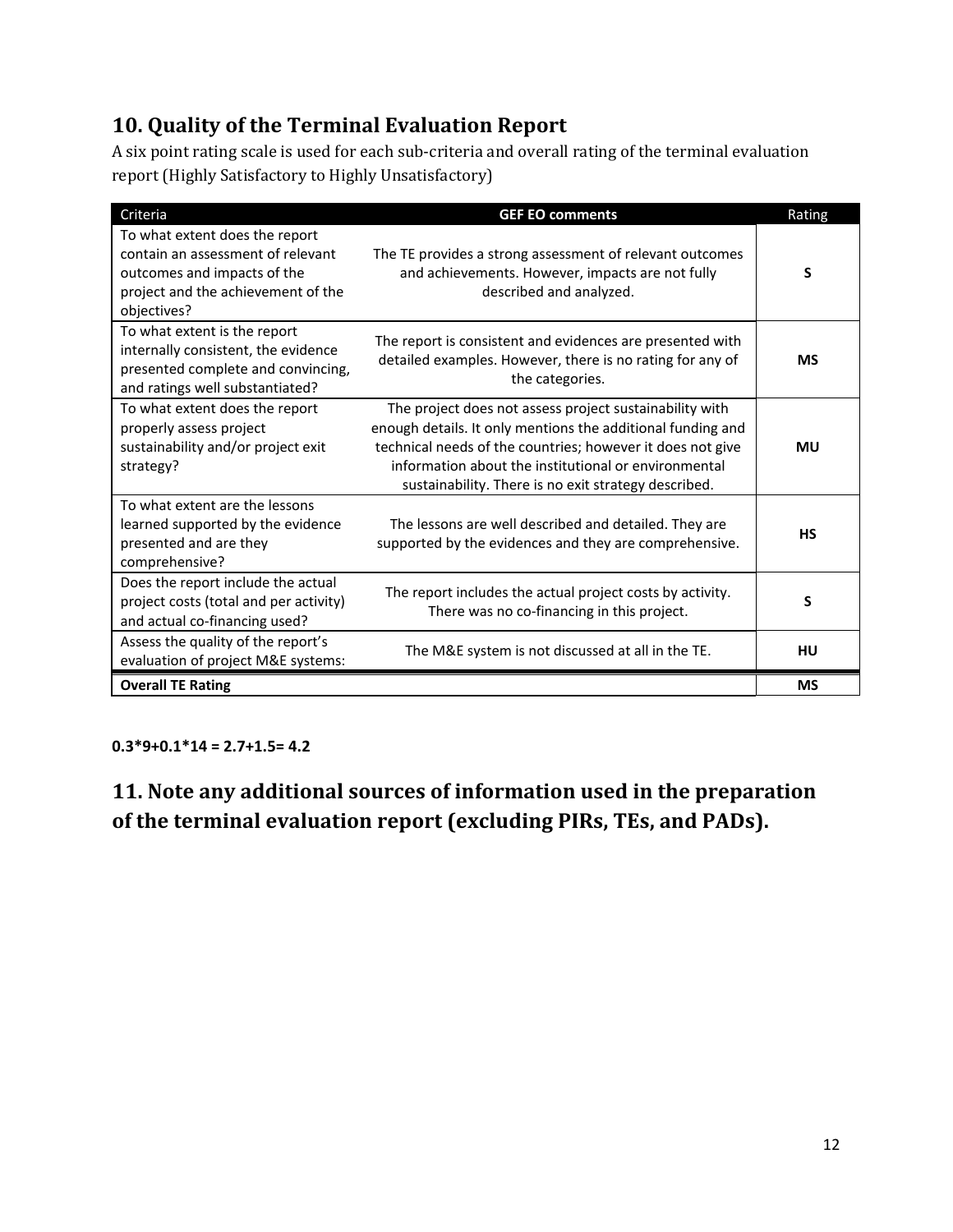## 10. Quality of the Terminal Evaluation Report

A six point rating scale is used for each sub-criteria and overall rating of the terminal evaluation report (Highly Satisfactory to Highly Unsatisfactory)

| Criteria | GEF EO comments | Rating |
|---|---|---|
| To what extent does the report contain an assessment of relevant outcomes and impacts of the project and the achievement of the objectives? | The TE provides a strong assessment of relevant outcomes and achievements. However, impacts are not fully described and analyzed. | **S** |
| To what extent is the report internally consistent, the evidence presented complete and convincing, and ratings well substantiated? | The report is consistent and evidences are presented with detailed examples. However, there is no rating for any of the categories. | **MS** |
| To what extent does the report properly assess project sustainability and/or project exit strategy? | The project does not assess project sustainability with enough details. It only mentions the additional funding and technical needs of the countries; however it does not give information about the institutional or environmental sustainability. There is no exit strategy described. | **MU** |
| To what extent are the lessons learned supported by the evidence presented and are they comprehensive? | The lessons are well described and detailed. They are supported by the evidences and they are comprehensive. | **HS** |
| Does the report include the actual project costs (total and per activity) and actual co-financing used? | The report includes the actual project costs by activity. There was no co-financing in this project. | **S** |
| Assess the quality of the report's evaluation of project M&E systems: | The M&E system is not discussed at all in the TE. | **HU** |
| **Overall TE Rating** | | **MS** |

**0.3*9+0.1*14 = 2.7+1.5= 4.2**

## 11. Note any additional sources of information used in the preparation of the terminal evaluation report (excluding PIRs, TEs, and PADs).